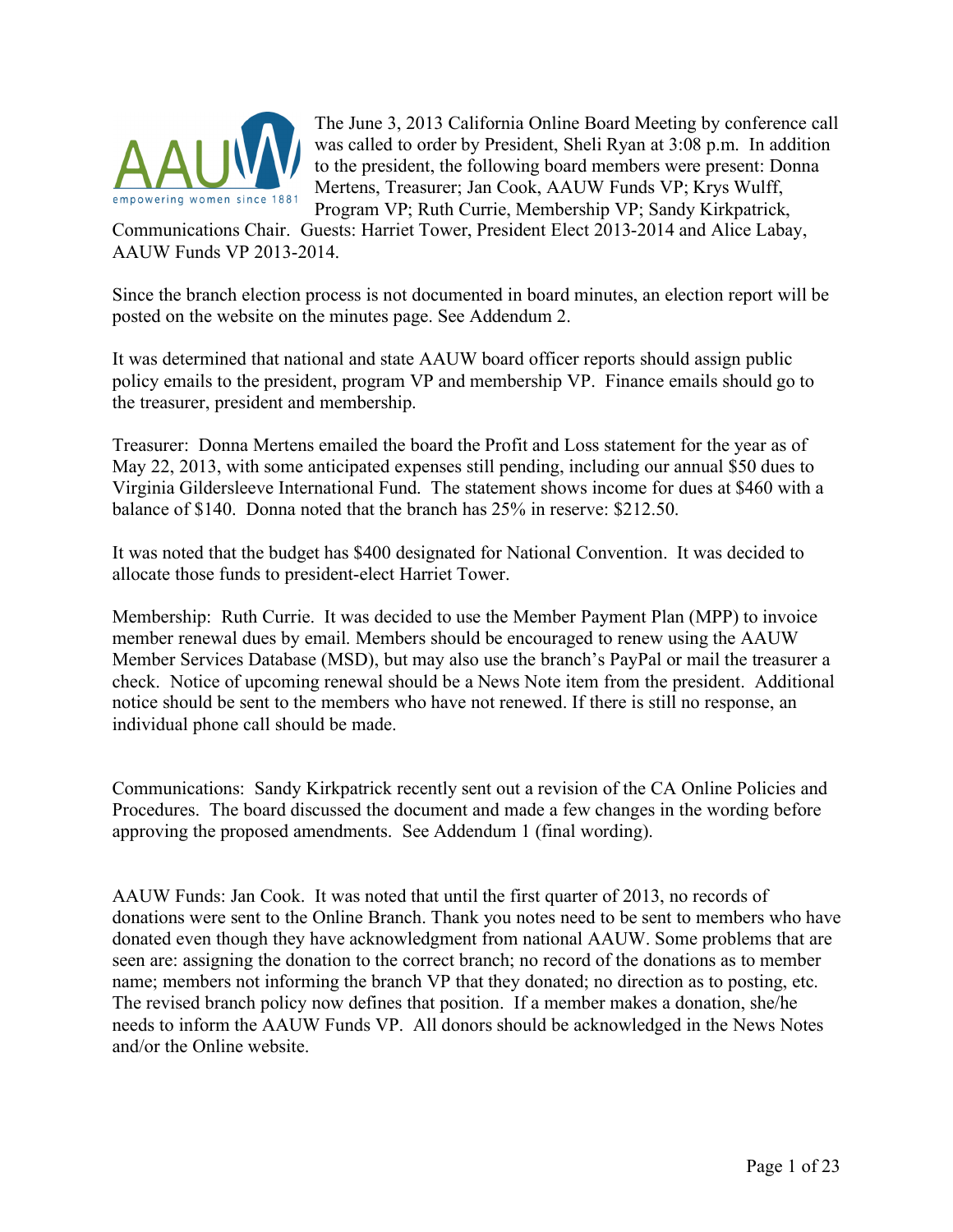The June 3, 2013 California Online Board Meeting by conference call was called to order by President, Sheli Ryan at 3:08 p.m. In addition to the president, the following board members were present: Donna Mertens, Treasurer; Jan Cook, AAUW Funds VP; Krys Wulff, Program VP; Ruth Currie, Membership VP; Sandy Kirkpatrick, Communications Chair. Guests: Harriet Tower, President Elect 2013-2014 and Alice Labay, AAUW Funds VP 2013-2014.

Since the branch election process is not documented in board minutes, an election report will be posted on the website on the minutes page. See Addendum 2.

It was determined that national and state AAUW board officer reports should assign public policy emails to the president, program VP and membership VP. Finance emails should go to the treasurer, president and membership.

Treasurer: Donna Mertens emailed the board the Profit and Loss statement for the year as of May 22, 2013, with some anticipated expenses still pending, including our annual $50 dues to Virginia Gildersleeve International Fund. The statement shows income for dues at $460 with a balance of $140. Donna noted that the branch has 25% in reserve: $212.50.

It was noted that the budget has $400 designated for National Convention. It was decided to allocate those funds to president-elect Harriet Tower.

Membership: Ruth Currie. It was decided to use the Member Payment Plan (MPP) to invoice member renewal dues by email. Members should be encouraged to renew using the AAUW Member Services Database (MSD), but may also use the branch's PayPal or mail the treasurer a check. Notice of upcoming renewal should be a News Note item from the president. Additional notice should be sent to the members who have not renewed. If there is still no response, an individual phone call should be made.

Communications: Sandy Kirkpatrick recently sent out a revision of the CA Online Policies and Procedures. The board discussed the document and made a few changes in the wording before approving the proposed amendments. See Addendum 1 (final wording).

AAUW Funds: Jan Cook. It was noted that until the first quarter of 2013, no records of donations were sent to the Online Branch. Thank you notes need to be sent to members who have donated even though they have acknowledgment from national AAUW. Some problems that are seen are: assigning the donation to the correct branch; no record of the donations as to member name; members not informing the branch VP that they donated; no direction as to posting, etc. The revised branch policy now defines that position. If a member makes a donation, she/he needs to inform the AAUW Funds VP. All donors should be acknowledged in the News Notes and/or the Online website.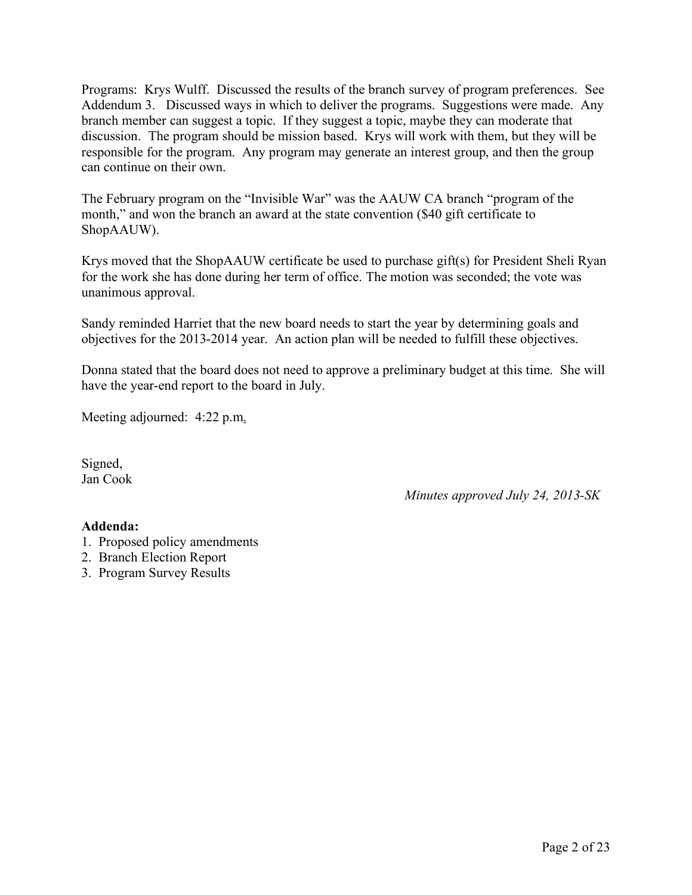Programs: Krys Wulff. Discussed the results of the branch survey of program preferences. See Addendum 3. Discussed ways in which to deliver the programs. Suggestions were made. Any branch member can suggest a topic. If they suggest a topic, maybe they can moderate that discussion. The program should be mission based. Krys will work with them, but they will be responsible for the program. Any program may generate an interest group, and then the group can continue on their own.

The February program on the "Invisible War" was the AAUW CA branch "program of the month," and won the branch an award at the state convention ($40 gift certificate to ShopAAUW).

Krys moved that the ShopAAUW certificate be used to purchase gift(s) for President Sheli Ryan for the work she has done during her term of office. The motion was seconded; the vote was unanimous approval.

Sandy reminded Harriet that the new board needs to start the year by determining goals and objectives for the 2013-2014 year. An action plan will be needed to fulfill these objectives.

Donna stated that the board does not need to approve a preliminary budget at this time. She will have the year-end report to the board in July.

Meeting adjourned: 4:22 p.m.

Signed,
Jan Cook

*Minutes approved July 24, 2013-SK*

**Addenda:**

1. Proposed policy amendments
2. Branch Election Report
3. Program Survey Results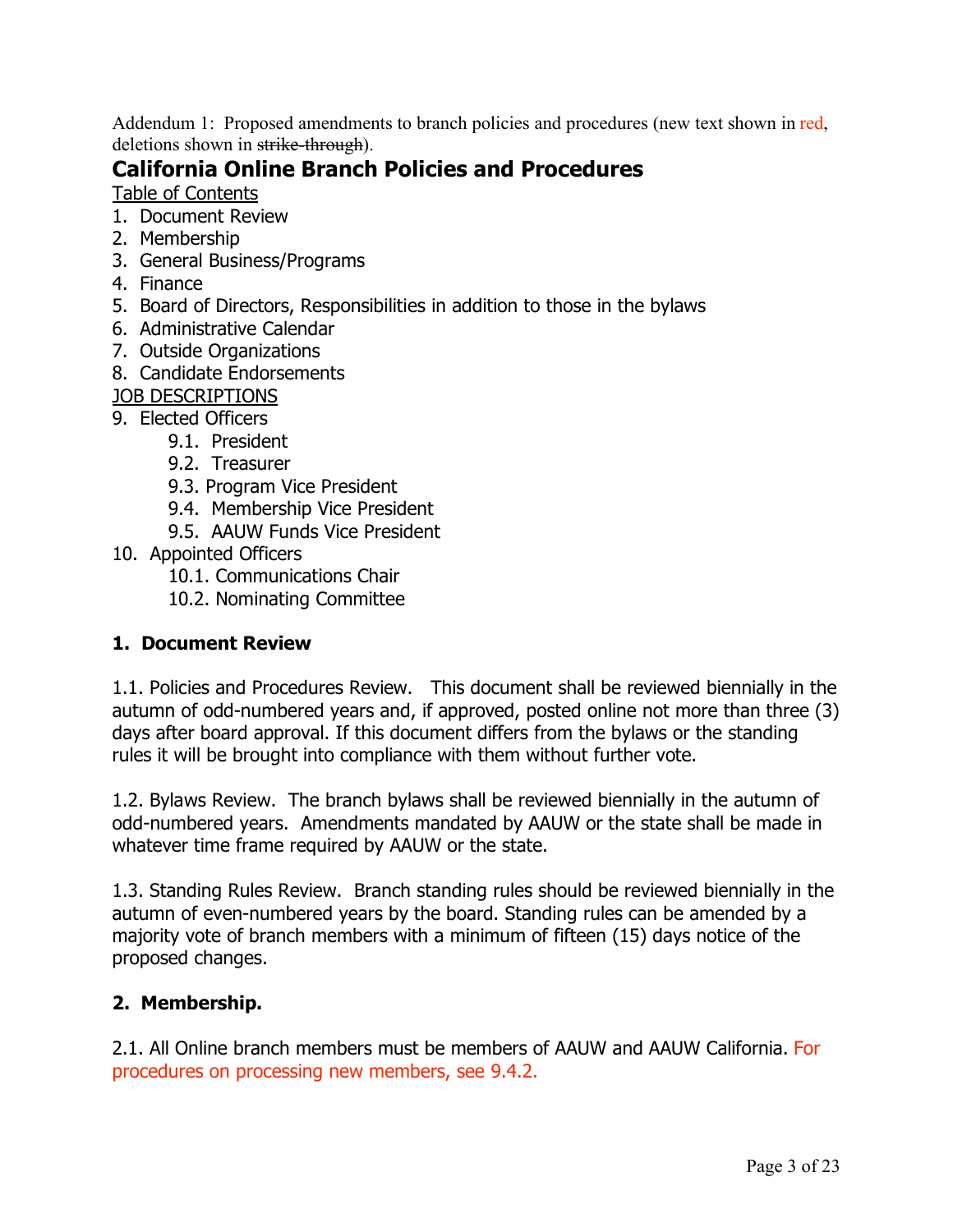Addendum 1: Proposed amendments to branch policies and procedures (new text shown in red, deletions shown in ~~strike-through~~).

# California Online Branch Policies and Procedures

Table of Contents

1. Document Review
2. Membership
3. General Business/Programs
4. Finance
5. Board of Directors, Responsibilities in addition to those in the bylaws
6. Administrative Calendar
7. Outside Organizations
8. Candidate Endorsements

JOB DESCRIPTIONS

9. Elected Officers
   - 9.1. President
   - 9.2. Treasurer
   - 9.3. Program Vice President
   - 9.4. Membership Vice President
   - 9.5. AAUW Funds Vice President
10. Appointed Officers
    - 10.1. Communications Chair
    - 10.2. Nominating Committee

## 1. Document Review

1.1. Policies and Procedures Review. This document shall be reviewed biennially in the autumn of odd-numbered years and, if approved, posted online not more than three (3) days after board approval. If this document differs from the bylaws or the standing rules it will be brought into compliance with them without further vote.

1.2. Bylaws Review. The branch bylaws shall be reviewed biennially in the autumn of odd-numbered years. Amendments mandated by AAUW or the state shall be made in whatever time frame required by AAUW or the state.

1.3. Standing Rules Review. Branch standing rules should be reviewed biennially in the autumn of even-numbered years by the board. Standing rules can be amended by a majority vote of branch members with a minimum of fifteen (15) days notice of the proposed changes.

## 2. Membership.

2.1. All Online branch members must be members of AAUW and AAUW California. For procedures on processing new members, see 9.4.2.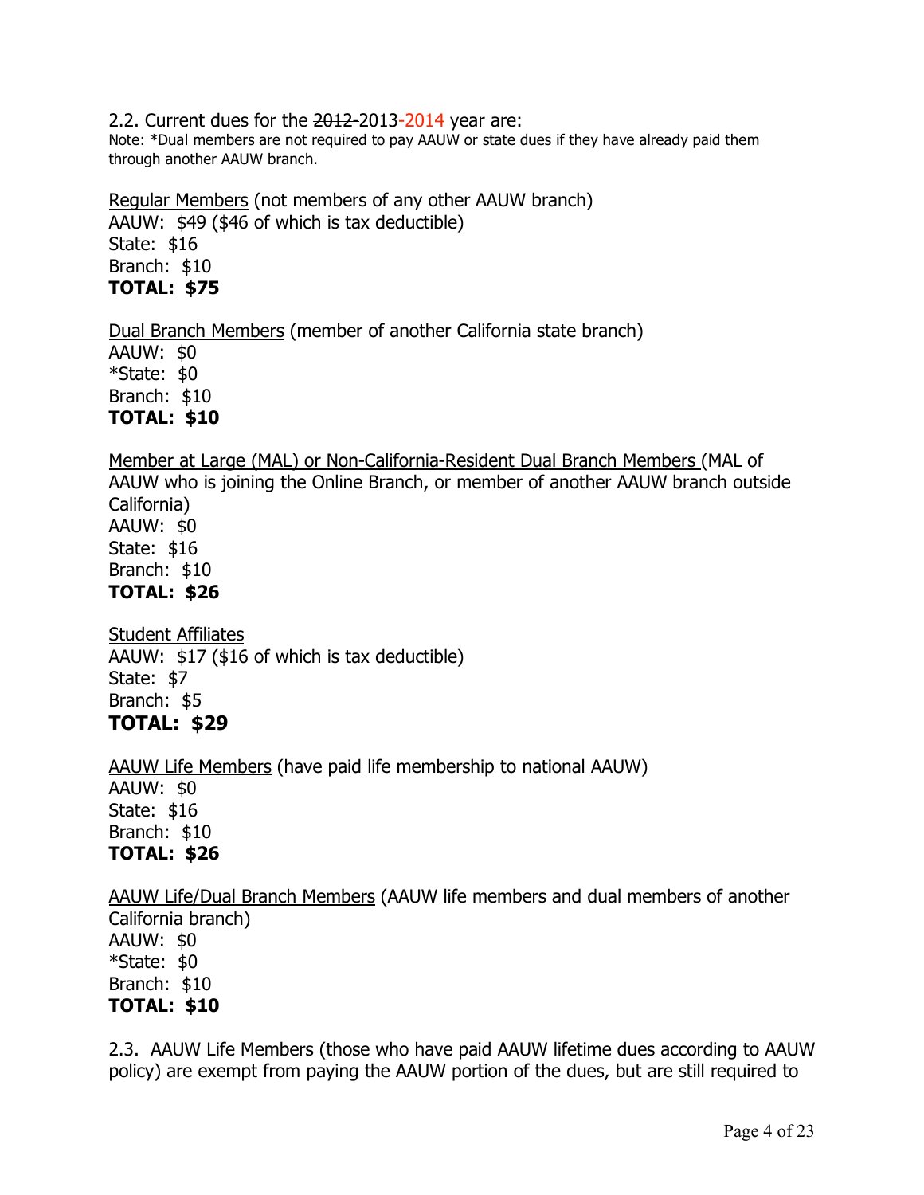2.2. Current dues for the ~~2012~~-2013-2014 year are:

Note: *Dual members are not required to pay AAUW or state dues if they have already paid them through another AAUW branch.

Regular Members (not members of any other AAUW branch)
AAUW: $49 ($46 of which is tax deductible)
State: $16
Branch: $10
**TOTAL: $75**

Dual Branch Members (member of another California state branch)
AAUW: $0
*State: $0
Branch: $10
**TOTAL: $10**

Member at Large (MAL) or Non-California-Resident Dual Branch Members (MAL of AAUW who is joining the Online Branch, or member of another AAUW branch outside California)
AAUW: $0
State: $16
Branch: $10
**TOTAL: $26**

Student Affiliates
AAUW: $17 ($16 of which is tax deductible)
State: $7
Branch: $5
**TOTAL: $29**

AAUW Life Members (have paid life membership to national AAUW)
AAUW: $0
State: $16
Branch: $10
**TOTAL: $26**

AAUW Life/Dual Branch Members (AAUW life members and dual members of another California branch)
AAUW: $0
*State: $0
Branch: $10
**TOTAL: $10**

2.3. AAUW Life Members (those who have paid AAUW lifetime dues according to AAUW policy) are exempt from paying the AAUW portion of the dues, but are still required to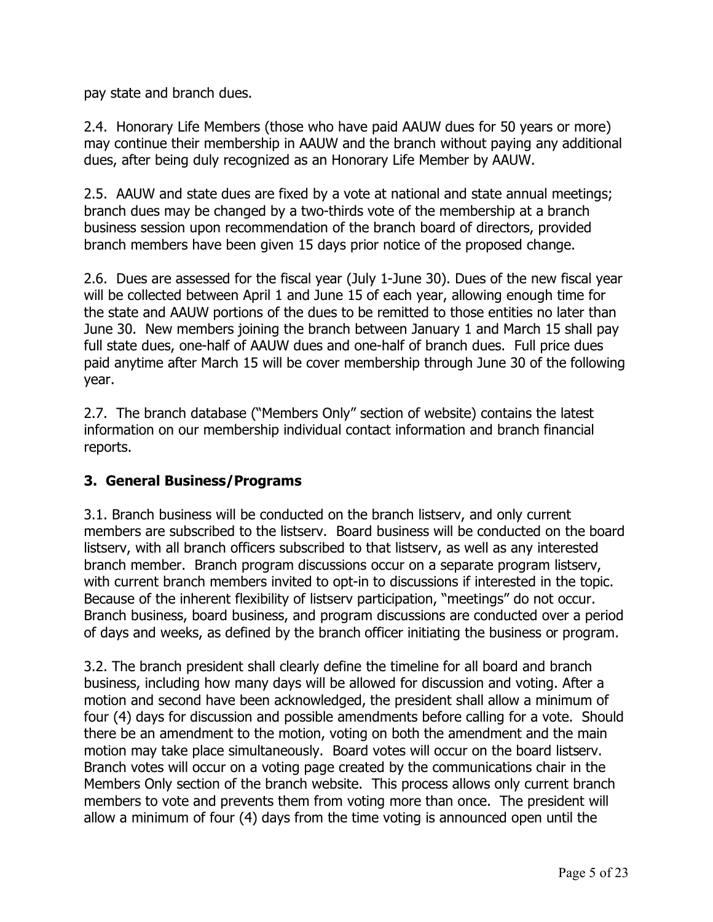pay state and branch dues.

2.4. Honorary Life Members (those who have paid AAUW dues for 50 years or more) may continue their membership in AAUW and the branch without paying any additional dues, after being duly recognized as an Honorary Life Member by AAUW.

2.5. AAUW and state dues are fixed by a vote at national and state annual meetings; branch dues may be changed by a two-thirds vote of the membership at a branch business session upon recommendation of the branch board of directors, provided branch members have been given 15 days prior notice of the proposed change.

2.6. Dues are assessed for the fiscal year (July 1-June 30). Dues of the new fiscal year will be collected between April 1 and June 15 of each year, allowing enough time for the state and AAUW portions of the dues to be remitted to those entities no later than June 30. New members joining the branch between January 1 and March 15 shall pay full state dues, one-half of AAUW dues and one-half of branch dues. Full price dues paid anytime after March 15 will be cover membership through June 30 of the following year.

2.7. The branch database ("Members Only" section of website) contains the latest information on our membership individual contact information and branch financial reports.

## 3. General Business/Programs

3.1. Branch business will be conducted on the branch listserv, and only current members are subscribed to the listserv. Board business will be conducted on the board listserv, with all branch officers subscribed to that listserv, as well as any interested branch member. Branch program discussions occur on a separate program listserv, with current branch members invited to opt-in to discussions if interested in the topic. Because of the inherent flexibility of listserv participation, "meetings" do not occur. Branch business, board business, and program discussions are conducted over a period of days and weeks, as defined by the branch officer initiating the business or program.

3.2. The branch president shall clearly define the timeline for all board and branch business, including how many days will be allowed for discussion and voting. After a motion and second have been acknowledged, the president shall allow a minimum of four (4) days for discussion and possible amendments before calling for a vote. Should there be an amendment to the motion, voting on both the amendment and the main motion may take place simultaneously. Board votes will occur on the board listserv. Branch votes will occur on a voting page created by the communications chair in the Members Only section of the branch website. This process allows only current branch members to vote and prevents them from voting more than once. The president will allow a minimum of four (4) days from the time voting is announced open until the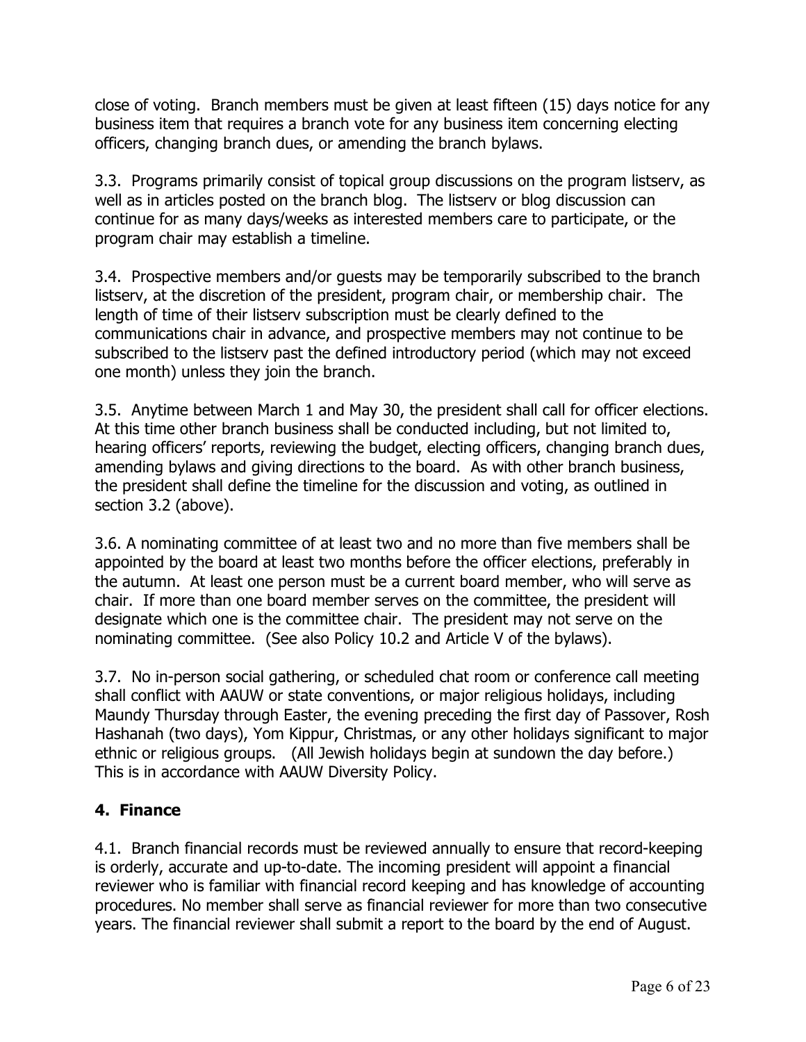close of voting. Branch members must be given at least fifteen (15) days notice for any business item that requires a branch vote for any business item concerning electing officers, changing branch dues, or amending the branch bylaws.

3.3. Programs primarily consist of topical group discussions on the program listserv, as well as in articles posted on the branch blog. The listserv or blog discussion can continue for as many days/weeks as interested members care to participate, or the program chair may establish a timeline.

3.4. Prospective members and/or guests may be temporarily subscribed to the branch listserv, at the discretion of the president, program chair, or membership chair. The length of time of their listserv subscription must be clearly defined to the communications chair in advance, and prospective members may not continue to be subscribed to the listserv past the defined introductory period (which may not exceed one month) unless they join the branch.

3.5. Anytime between March 1 and May 30, the president shall call for officer elections. At this time other branch business shall be conducted including, but not limited to, hearing officers' reports, reviewing the budget, electing officers, changing branch dues, amending bylaws and giving directions to the board. As with other branch business, the president shall define the timeline for the discussion and voting, as outlined in section 3.2 (above).

3.6. A nominating committee of at least two and no more than five members shall be appointed by the board at least two months before the officer elections, preferably in the autumn. At least one person must be a current board member, who will serve as chair. If more than one board member serves on the committee, the president will designate which one is the committee chair. The president may not serve on the nominating committee. (See also Policy 10.2 and Article V of the bylaws).

3.7. No in-person social gathering, or scheduled chat room or conference call meeting shall conflict with AAUW or state conventions, or major religious holidays, including Maundy Thursday through Easter, the evening preceding the first day of Passover, Rosh Hashanah (two days), Yom Kippur, Christmas, or any other holidays significant to major ethnic or religious groups. (All Jewish holidays begin at sundown the day before.) This is in accordance with AAUW Diversity Policy.

## 4. Finance

4.1. Branch financial records must be reviewed annually to ensure that record-keeping is orderly, accurate and up-to-date. The incoming president will appoint a financial reviewer who is familiar with financial record keeping and has knowledge of accounting procedures. No member shall serve as financial reviewer for more than two consecutive years. The financial reviewer shall submit a report to the board by the end of August.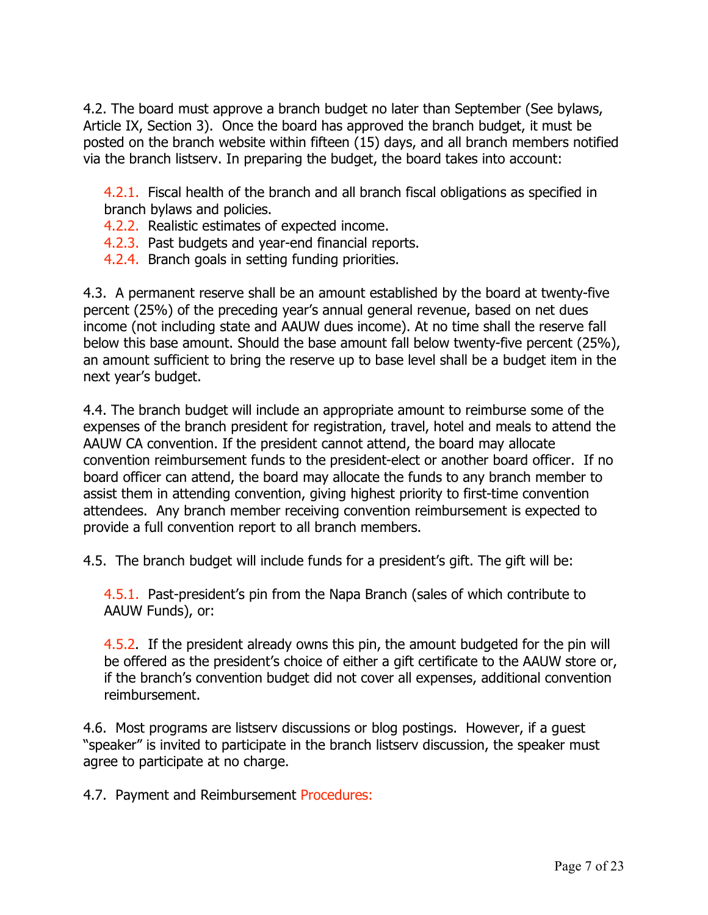4.2. The board must approve a branch budget no later than September (See bylaws, Article IX, Section 3). Once the board has approved the branch budget, it must be posted on the branch website within fifteen (15) days, and all branch members notified via the branch listserv. In preparing the budget, the board takes into account:

4.2.1. Fiscal health of the branch and all branch fiscal obligations as specified in branch bylaws and policies.
4.2.2. Realistic estimates of expected income.
4.2.3. Past budgets and year-end financial reports.
4.2.4. Branch goals in setting funding priorities.

4.3. A permanent reserve shall be an amount established by the board at twenty-five percent (25%) of the preceding year's annual general revenue, based on net dues income (not including state and AAUW dues income). At no time shall the reserve fall below this base amount. Should the base amount fall below twenty-five percent (25%), an amount sufficient to bring the reserve up to base level shall be a budget item in the next year's budget.

4.4. The branch budget will include an appropriate amount to reimburse some of the expenses of the branch president for registration, travel, hotel and meals to attend the AAUW CA convention. If the president cannot attend, the board may allocate convention reimbursement funds to the president-elect or another board officer. If no board officer can attend, the board may allocate the funds to any branch member to assist them in attending convention, giving highest priority to first-time convention attendees. Any branch member receiving convention reimbursement is expected to provide a full convention report to all branch members.

4.5. The branch budget will include funds for a president's gift. The gift will be:

4.5.1. Past-president's pin from the Napa Branch (sales of which contribute to AAUW Funds), or:

4.5.2. If the president already owns this pin, the amount budgeted for the pin will be offered as the president's choice of either a gift certificate to the AAUW store or, if the branch's convention budget did not cover all expenses, additional convention reimbursement.

4.6. Most programs are listserv discussions or blog postings. However, if a guest "speaker" is invited to participate in the branch listserv discussion, the speaker must agree to participate at no charge.

4.7. Payment and Reimbursement Procedures: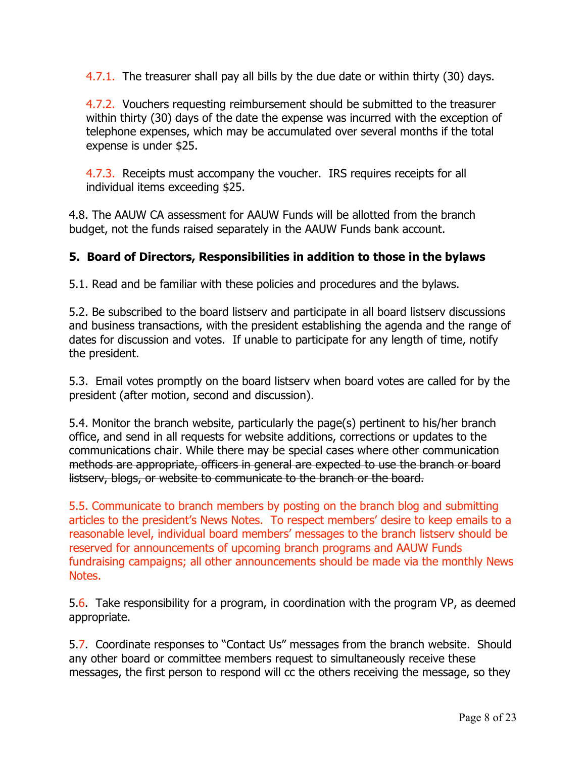4.7.1. The treasurer shall pay all bills by the due date or within thirty (30) days.

4.7.2. Vouchers requesting reimbursement should be submitted to the treasurer within thirty (30) days of the date the expense was incurred with the exception of telephone expenses, which may be accumulated over several months if the total expense is under $25.

4.7.3. Receipts must accompany the voucher. IRS requires receipts for all individual items exceeding $25.

4.8. The AAUW CA assessment for AAUW Funds will be allotted from the branch budget, not the funds raised separately in the AAUW Funds bank account.

**5. Board of Directors, Responsibilities in addition to those in the bylaws**

5.1. Read and be familiar with these policies and procedures and the bylaws.

5.2. Be subscribed to the board listserv and participate in all board listserv discussions and business transactions, with the president establishing the agenda and the range of dates for discussion and votes. If unable to participate for any length of time, notify the president.

5.3. Email votes promptly on the board listserv when board votes are called for by the president (after motion, second and discussion).

5.4. Monitor the branch website, particularly the page(s) pertinent to his/her branch office, and send in all requests for website additions, corrections or updates to the communications chair. ~~While there may be special cases where other communication methods are appropriate, officers in general are expected to use the branch or board listserv, blogs, or website to communicate to the branch or the board.~~

5.5. Communicate to branch members by posting on the branch blog and submitting articles to the president's News Notes. To respect members' desire to keep emails to a reasonable level, individual board members' messages to the branch listserv should be reserved for announcements of upcoming branch programs and AAUW Funds fundraising campaigns; all other announcements should be made via the monthly News Notes.

5.6. Take responsibility for a program, in coordination with the program VP, as deemed appropriate.

5.7. Coordinate responses to "Contact Us" messages from the branch website. Should any other board or committee members request to simultaneously receive these messages, the first person to respond will cc the others receiving the message, so they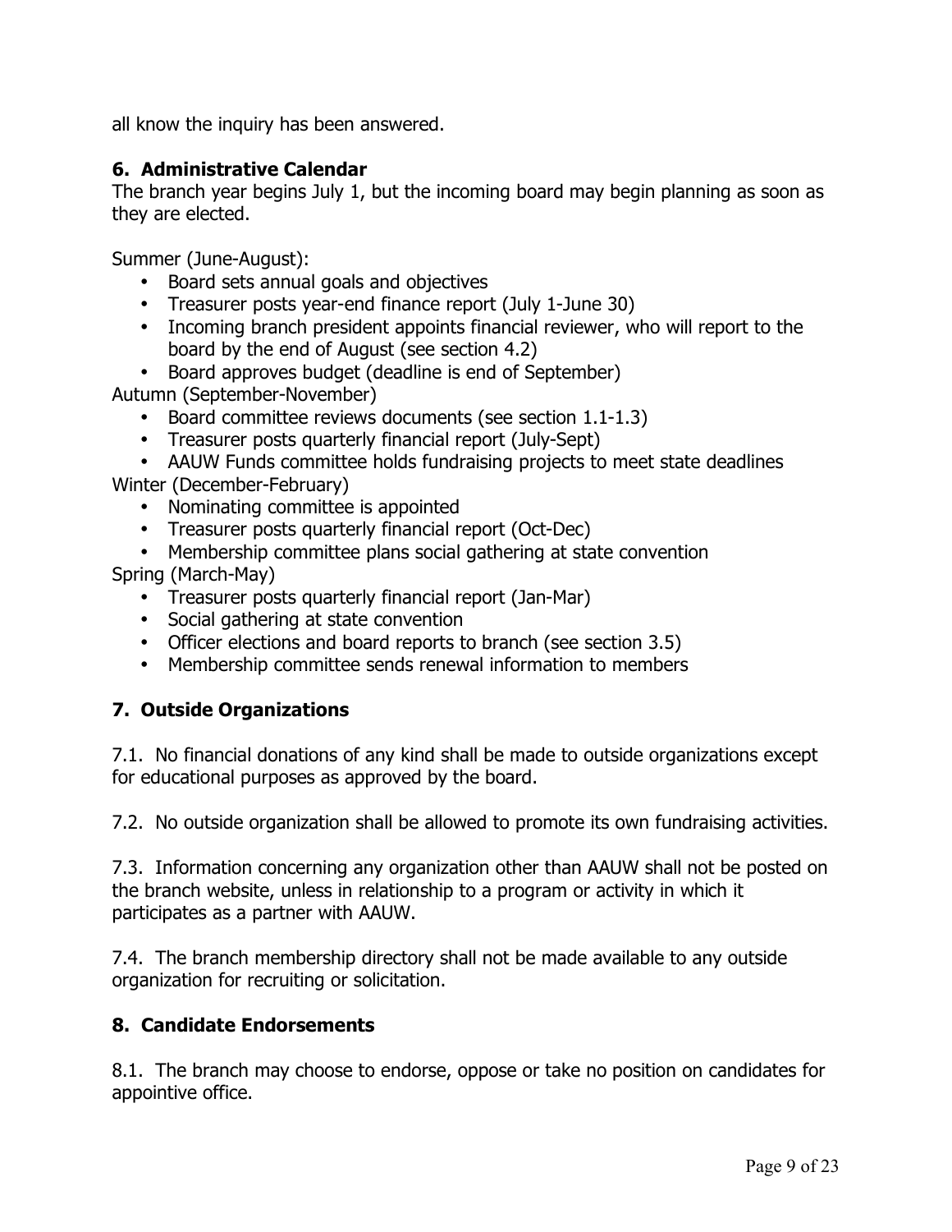all know the inquiry has been answered.

## 6. Administrative Calendar

The branch year begins July 1, but the incoming board may begin planning as soon as they are elected.

Summer (June-August):

- Board sets annual goals and objectives
- Treasurer posts year-end finance report (July 1-June 30)
- Incoming branch president appoints financial reviewer, who will report to the board by the end of August (see section 4.2)
- Board approves budget (deadline is end of September)

Autumn (September-November)

- Board committee reviews documents (see section 1.1-1.3)
- Treasurer posts quarterly financial report (July-Sept)
- AAUW Funds committee holds fundraising projects to meet state deadlines

Winter (December-February)

- Nominating committee is appointed
- Treasurer posts quarterly financial report (Oct-Dec)
- Membership committee plans social gathering at state convention

Spring (March-May)

- Treasurer posts quarterly financial report (Jan-Mar)
- Social gathering at state convention
- Officer elections and board reports to branch (see section 3.5)
- Membership committee sends renewal information to members

## 7. Outside Organizations

7.1. No financial donations of any kind shall be made to outside organizations except for educational purposes as approved by the board.

7.2. No outside organization shall be allowed to promote its own fundraising activities.

7.3. Information concerning any organization other than AAUW shall not be posted on the branch website, unless in relationship to a program or activity in which it participates as a partner with AAUW.

7.4. The branch membership directory shall not be made available to any outside organization for recruiting or solicitation.

## 8. Candidate Endorsements

8.1. The branch may choose to endorse, oppose or take no position on candidates for appointive office.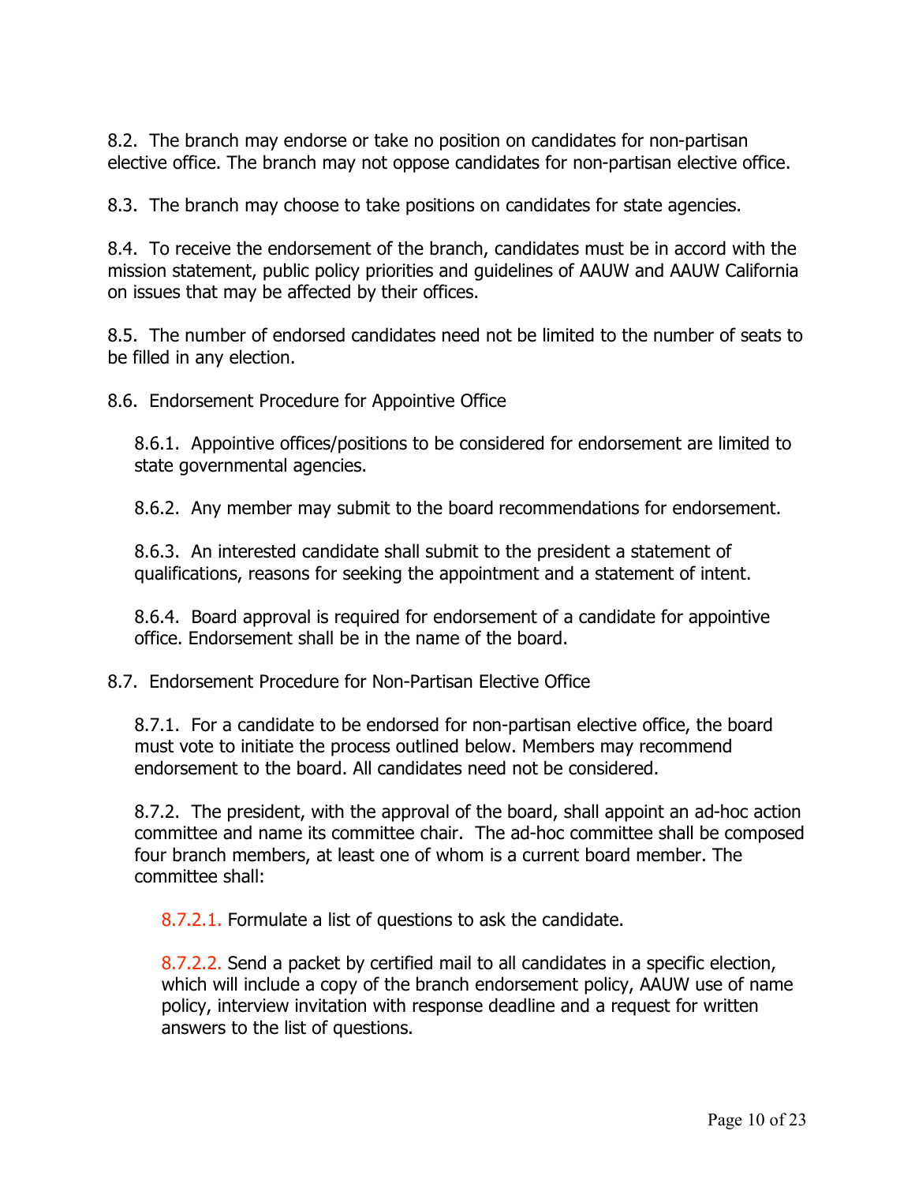8.2. The branch may endorse or take no position on candidates for non-partisan elective office. The branch may not oppose candidates for non-partisan elective office.

8.3. The branch may choose to take positions on candidates for state agencies.

8.4. To receive the endorsement of the branch, candidates must be in accord with the mission statement, public policy priorities and guidelines of AAUW and AAUW California on issues that may be affected by their offices.

8.5. The number of endorsed candidates need not be limited to the number of seats to be filled in any election.

8.6. Endorsement Procedure for Appointive Office

8.6.1. Appointive offices/positions to be considered for endorsement are limited to state governmental agencies.

8.6.2. Any member may submit to the board recommendations for endorsement.

8.6.3. An interested candidate shall submit to the president a statement of qualifications, reasons for seeking the appointment and a statement of intent.

8.6.4. Board approval is required for endorsement of a candidate for appointive office. Endorsement shall be in the name of the board.

8.7. Endorsement Procedure for Non-Partisan Elective Office

8.7.1. For a candidate to be endorsed for non-partisan elective office, the board must vote to initiate the process outlined below. Members may recommend endorsement to the board. All candidates need not be considered.

8.7.2. The president, with the approval of the board, shall appoint an ad-hoc action committee and name its committee chair. The ad-hoc committee shall be composed four branch members, at least one of whom is a current board member. The committee shall:

8.7.2.1. Formulate a list of questions to ask the candidate.

8.7.2.2. Send a packet by certified mail to all candidates in a specific election, which will include a copy of the branch endorsement policy, AAUW use of name policy, interview invitation with response deadline and a request for written answers to the list of questions.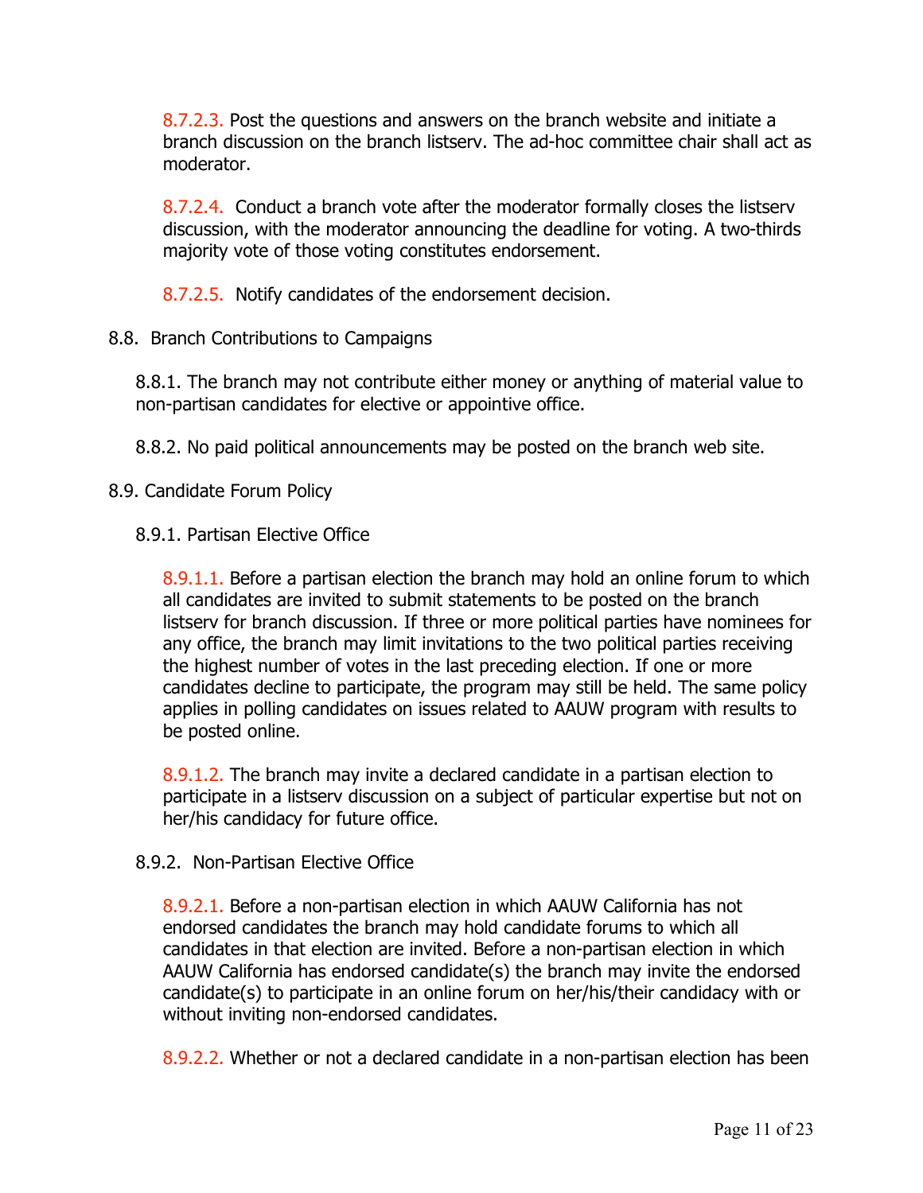8.7.2.3. Post the questions and answers on the branch website and initiate a branch discussion on the branch listserv. The ad-hoc committee chair shall act as moderator.

8.7.2.4. Conduct a branch vote after the moderator formally closes the listserv discussion, with the moderator announcing the deadline for voting. A two-thirds majority vote of those voting constitutes endorsement.

8.7.2.5. Notify candidates of the endorsement decision.

8.8. Branch Contributions to Campaigns

8.8.1. The branch may not contribute either money or anything of material value to non-partisan candidates for elective or appointive office.

8.8.2. No paid political announcements may be posted on the branch web site.

8.9. Candidate Forum Policy

8.9.1. Partisan Elective Office

8.9.1.1. Before a partisan election the branch may hold an online forum to which all candidates are invited to submit statements to be posted on the branch listserv for branch discussion. If three or more political parties have nominees for any office, the branch may limit invitations to the two political parties receiving the highest number of votes in the last preceding election. If one or more candidates decline to participate, the program may still be held. The same policy applies in polling candidates on issues related to AAUW program with results to be posted online.

8.9.1.2. The branch may invite a declared candidate in a partisan election to participate in a listserv discussion on a subject of particular expertise but not on her/his candidacy for future office.

8.9.2. Non-Partisan Elective Office

8.9.2.1. Before a non-partisan election in which AAUW California has not endorsed candidates the branch may hold candidate forums to which all candidates in that election are invited. Before a non-partisan election in which AAUW California has endorsed candidate(s) the branch may invite the endorsed candidate(s) to participate in an online forum on her/his/their candidacy with or without inviting non-endorsed candidates.

8.9.2.2. Whether or not a declared candidate in a non-partisan election has been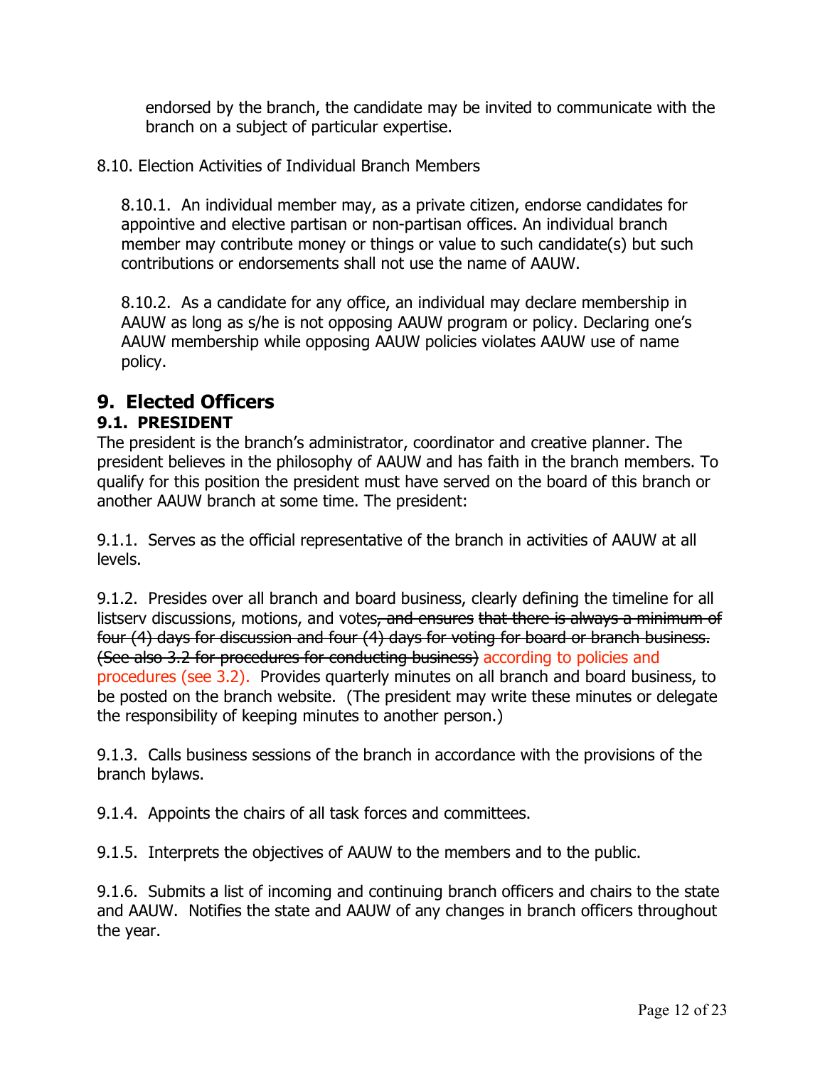endorsed by the branch, the candidate may be invited to communicate with the branch on a subject of particular expertise.

8.10. Election Activities of Individual Branch Members

8.10.1. An individual member may, as a private citizen, endorse candidates for appointive and elective partisan or non-partisan offices. An individual branch member may contribute money or things or value to such candidate(s) but such contributions or endorsements shall not use the name of AAUW.

8.10.2. As a candidate for any office, an individual may declare membership in AAUW as long as s/he is not opposing AAUW program or policy. Declaring one's AAUW membership while opposing AAUW policies violates AAUW use of name policy.

## 9. Elected Officers

### 9.1. PRESIDENT

The president is the branch's administrator, coordinator and creative planner. The president believes in the philosophy of AAUW and has faith in the branch members. To qualify for this position the president must have served on the board of this branch or another AAUW branch at some time. The president:

9.1.1. Serves as the official representative of the branch in activities of AAUW at all levels.

9.1.2. Presides over all branch and board business, clearly defining the timeline for all listserv discussions, motions, and votes~~, and ensures that there is always a minimum of four (4) days for discussion and four (4) days for voting for board or branch business. (See also 3.2 for procedures for conducting business)~~ according to policies and procedures (see 3.2). Provides quarterly minutes on all branch and board business, to be posted on the branch website. (The president may write these minutes or delegate the responsibility of keeping minutes to another person.)

9.1.3. Calls business sessions of the branch in accordance with the provisions of the branch bylaws.

9.1.4. Appoints the chairs of all task forces and committees.

9.1.5. Interprets the objectives of AAUW to the members and to the public.

9.1.6. Submits a list of incoming and continuing branch officers and chairs to the state and AAUW. Notifies the state and AAUW of any changes in branch officers throughout the year.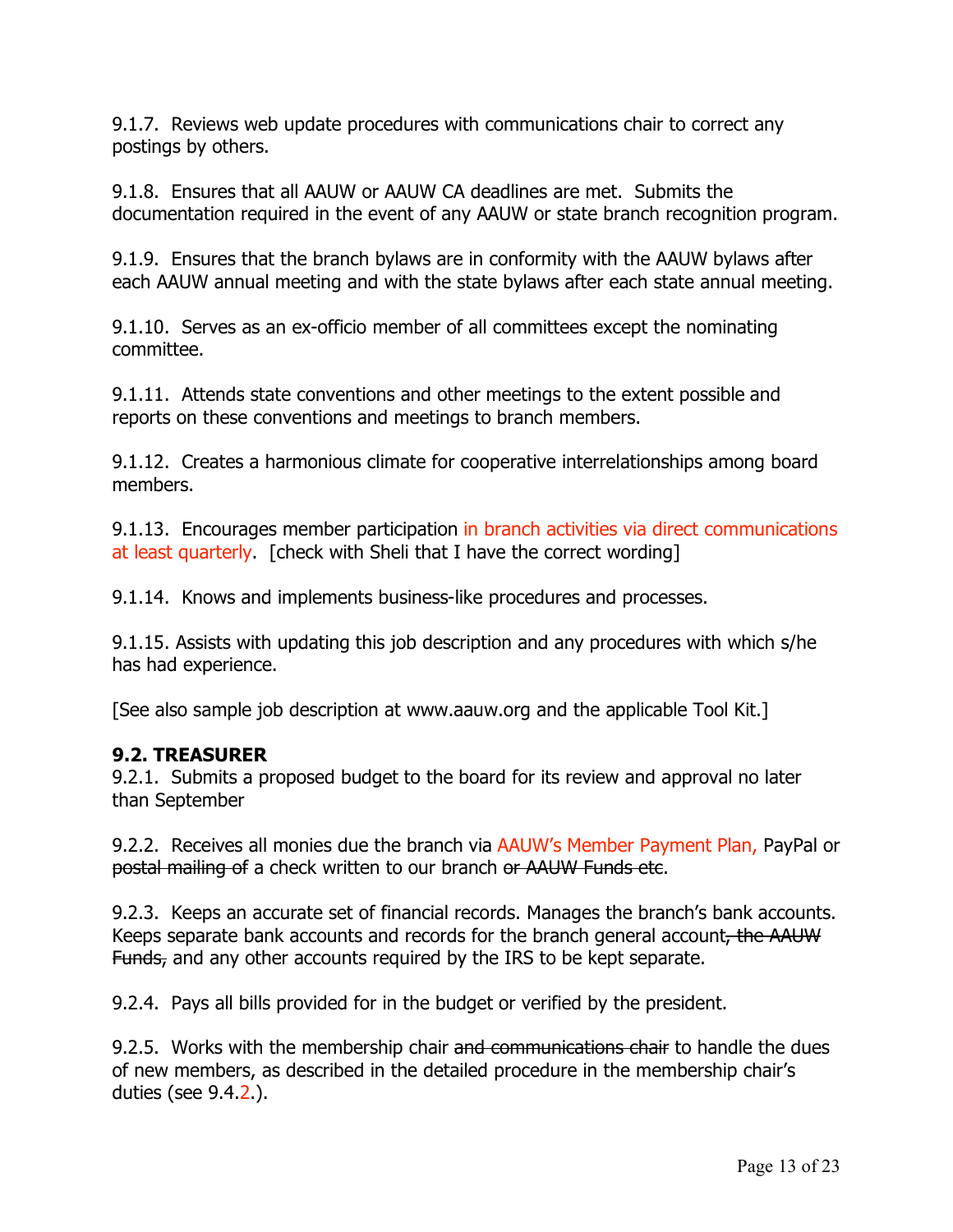9.1.7. Reviews web update procedures with communications chair to correct any postings by others.

9.1.8. Ensures that all AAUW or AAUW CA deadlines are met. Submits the documentation required in the event of any AAUW or state branch recognition program.

9.1.9. Ensures that the branch bylaws are in conformity with the AAUW bylaws after each AAUW annual meeting and with the state bylaws after each state annual meeting.

9.1.10. Serves as an ex-officio member of all committees except the nominating committee.

9.1.11. Attends state conventions and other meetings to the extent possible and reports on these conventions and meetings to branch members.

9.1.12. Creates a harmonious climate for cooperative interrelationships among board members.

9.1.13. Encourages member participation in branch activities via direct communications at least quarterly. [check with Sheli that I have the correct wording]

9.1.14. Knows and implements business-like procedures and processes.

9.1.15. Assists with updating this job description and any procedures with which s/he has had experience.

[See also sample job description at www.aauw.org and the applicable Tool Kit.]

### 9.2. TREASURER

9.2.1. Submits a proposed budget to the board for its review and approval no later than September

9.2.2. Receives all monies due the branch via AAUW's Member Payment Plan, PayPal or ~~postal mailing of~~ a check written to our branch ~~or AAUW Funds etc~~.

9.2.3. Keeps an accurate set of financial records. Manages the branch's bank accounts. Keeps separate bank accounts and records for the branch general account~~, the AAUW Funds,~~ and any other accounts required by the IRS to be kept separate.

9.2.4. Pays all bills provided for in the budget or verified by the president.

9.2.5. Works with the membership chair ~~and communications chair~~ to handle the dues of new members, as described in the detailed procedure in the membership chair's duties (see 9.4.2.).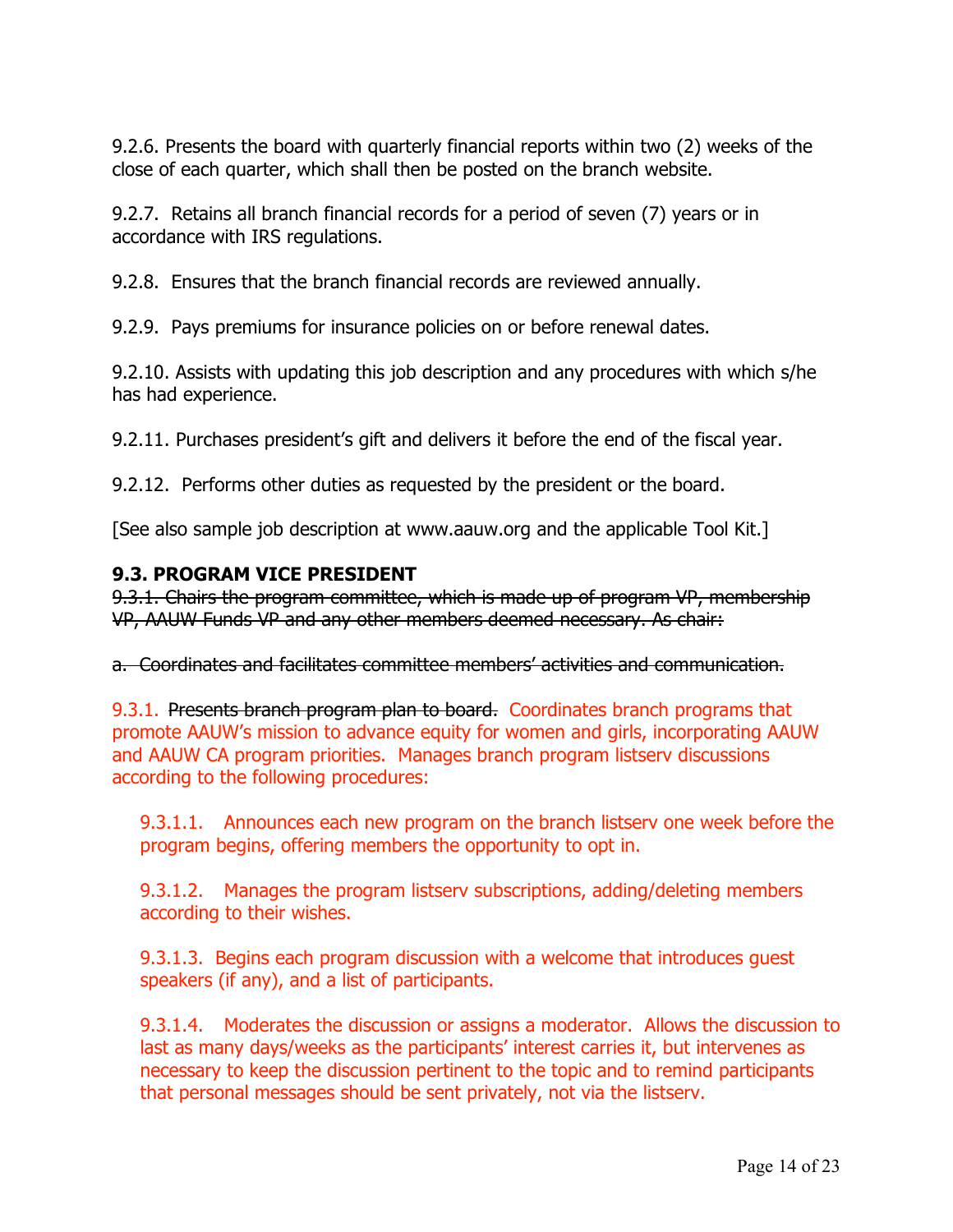9.2.6. Presents the board with quarterly financial reports within two (2) weeks of the close of each quarter, which shall then be posted on the branch website.

9.2.7. Retains all branch financial records for a period of seven (7) years or in accordance with IRS regulations.

9.2.8. Ensures that the branch financial records are reviewed annually.

9.2.9. Pays premiums for insurance policies on or before renewal dates.

9.2.10. Assists with updating this job description and any procedures with which s/he has had experience.

9.2.11. Purchases president's gift and delivers it before the end of the fiscal year.

9.2.12. Performs other duties as requested by the president or the board.

[See also sample job description at www.aauw.org and the applicable Tool Kit.]

### 9.3. PROGRAM VICE PRESIDENT

~~9.3.1. Chairs the program committee, which is made up of program VP, membership VP, AAUW Funds VP and any other members deemed necessary. As chair:~~

~~a. Coordinates and facilitates committee members' activities and communication.~~

9.3.1. ~~Presents branch program plan to board.~~ Coordinates branch programs that promote AAUW's mission to advance equity for women and girls, incorporating AAUW and AAUW CA program priorities. Manages branch program listserv discussions according to the following procedures:

9.3.1.1. Announces each new program on the branch listserv one week before the program begins, offering members the opportunity to opt in.

9.3.1.2. Manages the program listserv subscriptions, adding/deleting members according to their wishes.

9.3.1.3. Begins each program discussion with a welcome that introduces guest speakers (if any), and a list of participants.

9.3.1.4. Moderates the discussion or assigns a moderator. Allows the discussion to last as many days/weeks as the participants' interest carries it, but intervenes as necessary to keep the discussion pertinent to the topic and to remind participants that personal messages should be sent privately, not via the listserv.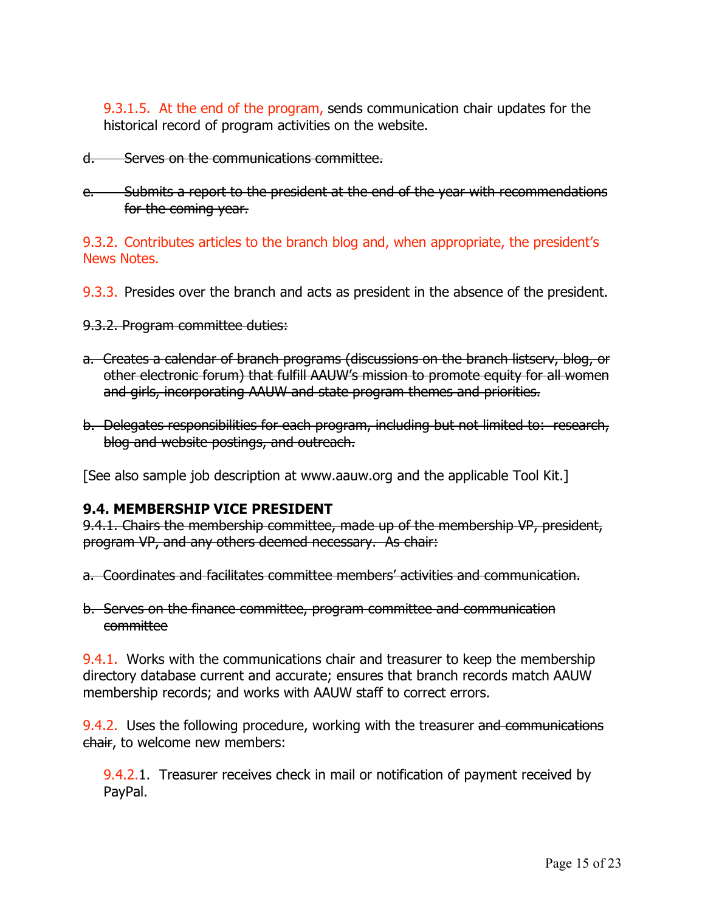9.3.1.5. At the end of the program, sends communication chair updates for the historical record of program activities on the website.

d. ~~Serves on the communications committee.~~

e. ~~Submits a report to the president at the end of the year with recommendations for the coming year.~~

9.3.2. Contributes articles to the branch blog and, when appropriate, the president's News Notes.

9.3.3. Presides over the branch and acts as president in the absence of the president.

~~9.3.2. Program committee duties:~~

~~a. Creates a calendar of branch programs (discussions on the branch listserv, blog, or other electronic forum) that fulfill AAUW's mission to promote equity for all women and girls, incorporating AAUW and state program themes and priorities.~~

~~b. Delegates responsibilities for each program, including but not limited to: research, blog and website postings, and outreach.~~

[See also sample job description at www.aauw.org and the applicable Tool Kit.]

### 9.4. MEMBERSHIP VICE PRESIDENT

~~9.4.1. Chairs the membership committee, made up of the membership VP, president, program VP, and any others deemed necessary. As chair:~~

~~a. Coordinates and facilitates committee members' activities and communication.~~

~~b. Serves on the finance committee, program committee and communication committee~~

9.4.1. Works with the communications chair and treasurer to keep the membership directory database current and accurate; ensures that branch records match AAUW membership records; and works with AAUW staff to correct errors.

9.4.2. Uses the following procedure, working with the treasurer ~~and communications chair~~, to welcome new members:

9.4.2.1. Treasurer receives check in mail or notification of payment received by PayPal.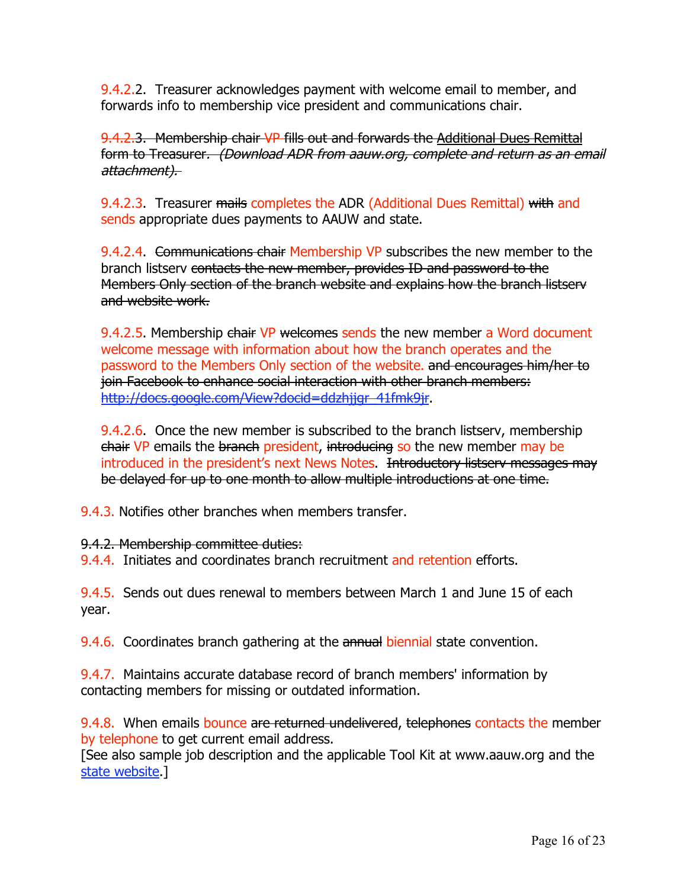9.4.2.2. Treasurer acknowledges payment with welcome email to member, and forwards info to membership vice president and communications chair.

~~9.4.2.3. Membership chair VP fills out and forwards the Additional Dues Remittal form to Treasurer. *(Download ADR from aauw.org, complete and return as an email attachment).*~~

9.4.2.3. Treasurer ~~mails~~ completes the ADR (Additional Dues Remittal) ~~with~~ and sends appropriate dues payments to AAUW and state.

9.4.2.4. ~~Communications chair~~ Membership VP subscribes the new member to the branch listserv ~~contacts the new member, provides ID and password to the Members Only section of the branch website and explains how the branch listserv and website work.~~

9.4.2.5. Membership ~~chair~~ VP ~~welcomes~~ sends the new member a Word document welcome message with information about how the branch operates and the password to the Members Only section of the website. ~~and encourages him/her to join Facebook to enhance social interaction with other branch members: http://docs.google.com/View?docid=ddzhjjgr_41fmk9jr~~.

9.4.2.6. Once the new member is subscribed to the branch listserv, membership ~~chair~~ VP emails the ~~branch~~ president, ~~introducing~~ so the new member may be introduced in the president's next News Notes. ~~Introductory listserv messages may be delayed for up to one month to allow multiple introductions at one time.~~

9.4.3. Notifies other branches when members transfer.

~~9.4.2. Membership committee duties:~~

9.4.4. Initiates and coordinates branch recruitment and retention efforts.

9.4.5. Sends out dues renewal to members between March 1 and June 15 of each year.

9.4.6. Coordinates branch gathering at the ~~annual~~ biennial state convention.

9.4.7. Maintains accurate database record of branch members' information by contacting members for missing or outdated information.

9.4.8. When emails bounce ~~are returned undelivered~~, ~~telephones~~ contacts the member by telephone to get current email address.

[See also sample job description and the applicable Tool Kit at www.aauw.org and the state website.]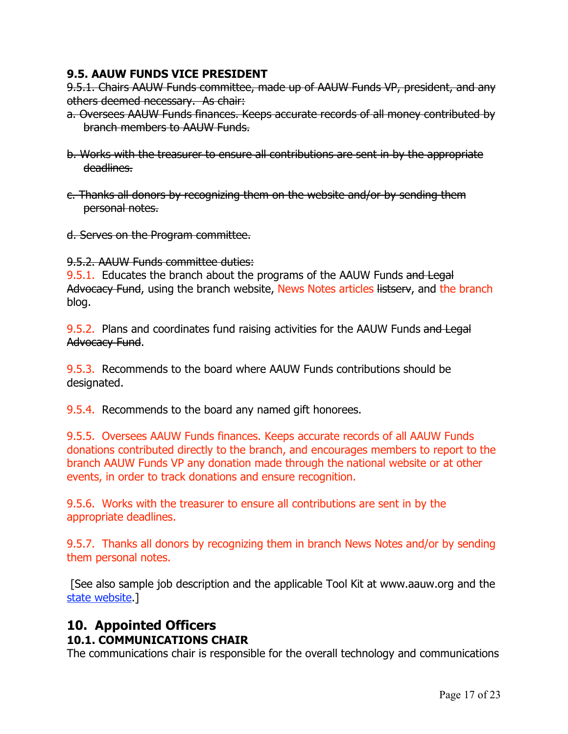### 9.5. AAUW FUNDS VICE PRESIDENT

~~9.5.1. Chairs AAUW Funds committee, made up of AAUW Funds VP, president, and any others deemed necessary. As chair:~~

~~a. Oversees AAUW Funds finances. Keeps accurate records of all money contributed by branch members to AAUW Funds.~~

~~b. Works with the treasurer to ensure all contributions are sent in by the appropriate deadlines.~~

~~c. Thanks all donors by recognizing them on the website and/or by sending them personal notes.~~

~~d. Serves on the Program committee.~~

~~9.5.2. AAUW Funds committee duties:~~

9.5.1. Educates the branch about the programs of the AAUW Funds ~~and Legal Advocacy Fund~~, using the branch website, News Notes articles ~~listserv~~, and the branch blog.

9.5.2. Plans and coordinates fund raising activities for the AAUW Funds ~~and Legal Advocacy Fund~~.

9.5.3. Recommends to the board where AAUW Funds contributions should be designated.

9.5.4. Recommends to the board any named gift honorees.

9.5.5. Oversees AAUW Funds finances. Keeps accurate records of all AAUW Funds donations contributed directly to the branch, and encourages members to report to the branch AAUW Funds VP any donation made through the national website or at other events, in order to track donations and ensure recognition.

9.5.6. Works with the treasurer to ensure all contributions are sent in by the appropriate deadlines.

9.5.7. Thanks all donors by recognizing them in branch News Notes and/or by sending them personal notes.

[See also sample job description and the applicable Tool Kit at www.aauw.org and the state website.]

## 10. Appointed Officers

### 10.1. COMMUNICATIONS CHAIR

The communications chair is responsible for the overall technology and communications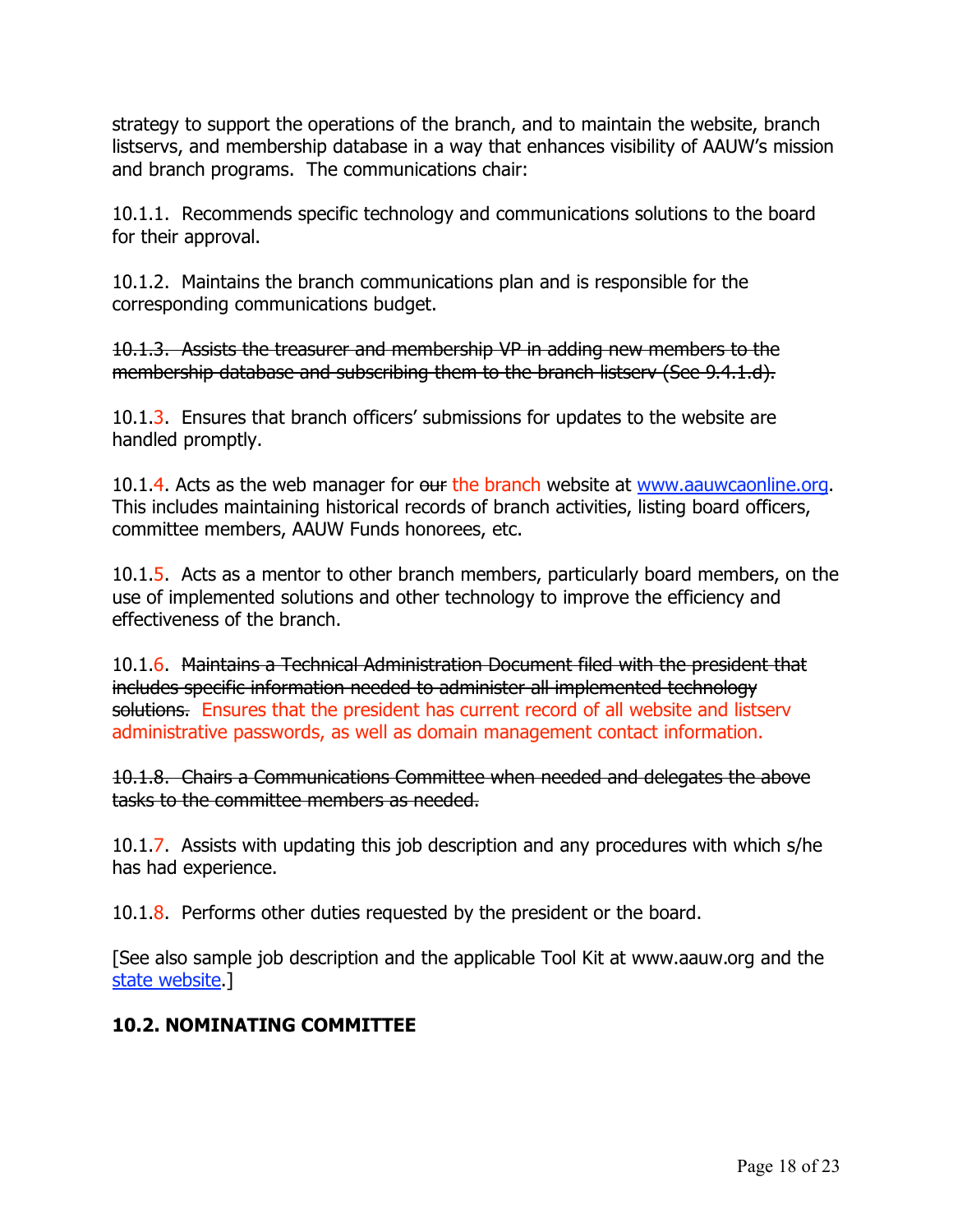strategy to support the operations of the branch, and to maintain the website, branch listservs, and membership database in a way that enhances visibility of AAUW's mission and branch programs. The communications chair:

10.1.1. Recommends specific technology and communications solutions to the board for their approval.

10.1.2. Maintains the branch communications plan and is responsible for the corresponding communications budget.

~~10.1.3. Assists the treasurer and membership VP in adding new members to the membership database and subscribing them to the branch listserv (See 9.4.1.d).~~

10.1.3. Ensures that branch officers' submissions for updates to the website are handled promptly.

10.1.4. Acts as the web manager for ~~our~~ the branch website at www.aauwcaonline.org. This includes maintaining historical records of branch activities, listing board officers, committee members, AAUW Funds honorees, etc.

10.1.5. Acts as a mentor to other branch members, particularly board members, on the use of implemented solutions and other technology to improve the efficiency and effectiveness of the branch.

10.1.6. ~~Maintains a Technical Administration Document filed with the president that includes specific information needed to administer all implemented technology solutions.~~ Ensures that the president has current record of all website and listserv administrative passwords, as well as domain management contact information.

~~10.1.8. Chairs a Communications Committee when needed and delegates the above tasks to the committee members as needed.~~

10.1.7. Assists with updating this job description and any procedures with which s/he has had experience.

10.1.8. Performs other duties requested by the president or the board.

[See also sample job description and the applicable Tool Kit at www.aauw.org and the state website.]

### 10.2. NOMINATING COMMITTEE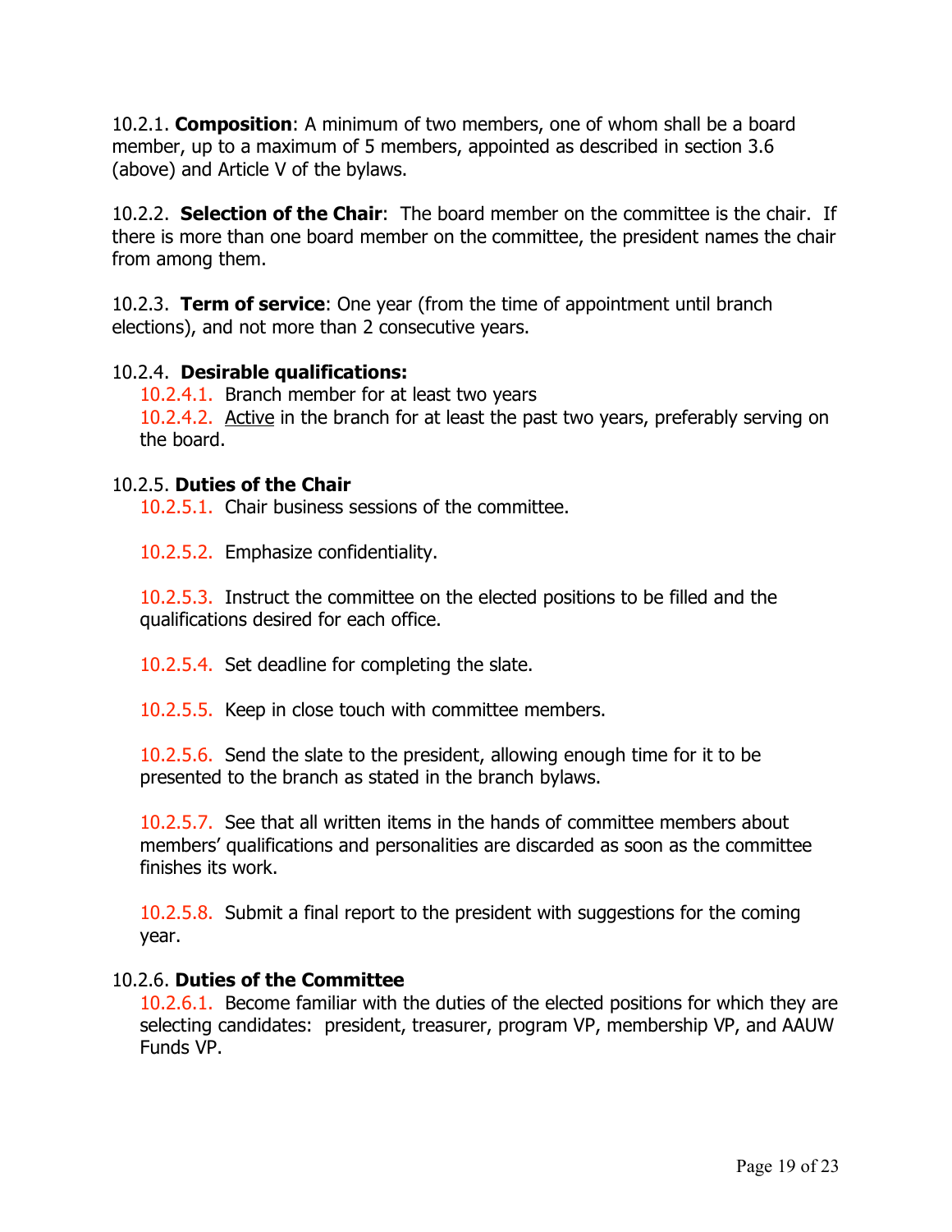10.2.1. **Composition**: A minimum of two members, one of whom shall be a board member, up to a maximum of 5 members, appointed as described in section 3.6 (above) and Article V of the bylaws.

10.2.2. **Selection of the Chair**: The board member on the committee is the chair. If there is more than one board member on the committee, the president names the chair from among them.

10.2.3. **Term of service**: One year (from the time of appointment until branch elections), and not more than 2 consecutive years.

10.2.4. **Desirable qualifications:**

- 10.2.4.1. Branch member for at least two years
- 10.2.4.2. Active in the branch for at least the past two years, preferably serving on the board.

10.2.5. **Duties of the Chair**

- 10.2.5.1. Chair business sessions of the committee.
- 10.2.5.2. Emphasize confidentiality.
- 10.2.5.3. Instruct the committee on the elected positions to be filled and the qualifications desired for each office.
- 10.2.5.4. Set deadline for completing the slate.
- 10.2.5.5. Keep in close touch with committee members.
- 10.2.5.6. Send the slate to the president, allowing enough time for it to be presented to the branch as stated in the branch bylaws.
- 10.2.5.7. See that all written items in the hands of committee members about members' qualifications and personalities are discarded as soon as the committee finishes its work.
- 10.2.5.8. Submit a final report to the president with suggestions for the coming year.

10.2.6. **Duties of the Committee**

- 10.2.6.1. Become familiar with the duties of the elected positions for which they are selecting candidates: president, treasurer, program VP, membership VP, and AAUW Funds VP.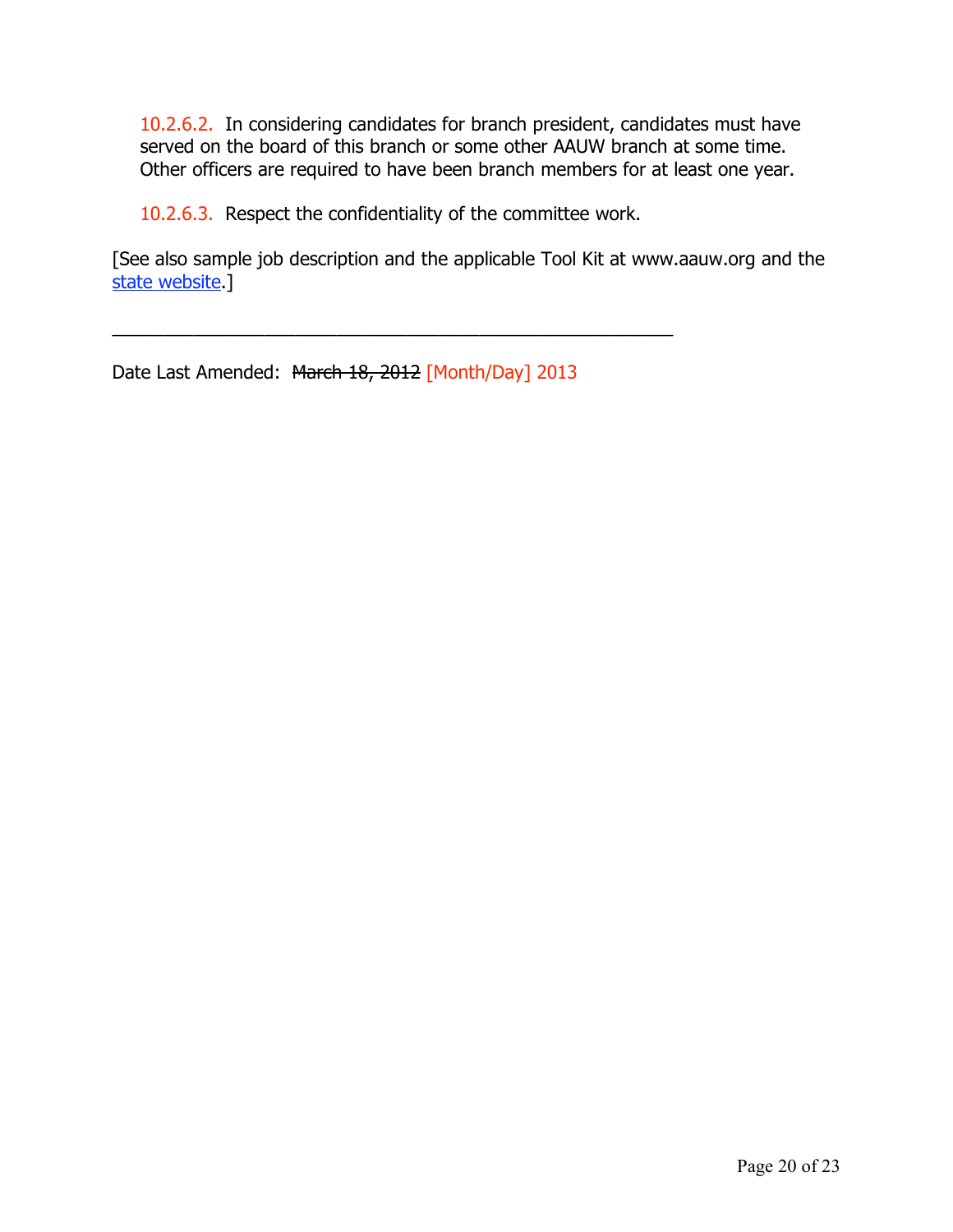10.2.6.2. In considering candidates for branch president, candidates must have served on the board of this branch or some other AAUW branch at some time. Other officers are required to have been branch members for at least one year.

10.2.6.3. Respect the confidentiality of the committee work.

[See also sample job description and the applicable Tool Kit at www.aauw.org and the state website.]

---

Date Last Amended: ~~March 18, 2012~~ [Month/Day] 2013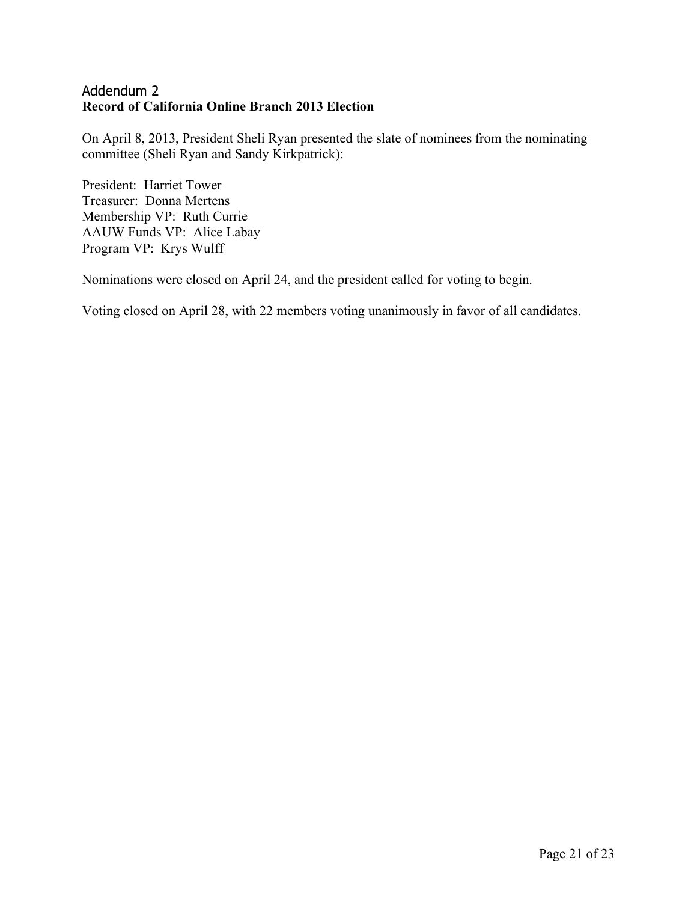## Addendum 2

**Record of California Online Branch 2013 Election**

On April 8, 2013, President Sheli Ryan presented the slate of nominees from the nominating committee (Sheli Ryan and Sandy Kirkpatrick):

President: Harriet Tower  
Treasurer: Donna Mertens  
Membership VP: Ruth Currie  
AAUW Funds VP: Alice Labay  
Program VP: Krys Wulff

Nominations were closed on April 24, and the president called for voting to begin.

Voting closed on April 28, with 22 members voting unanimously in favor of all candidates.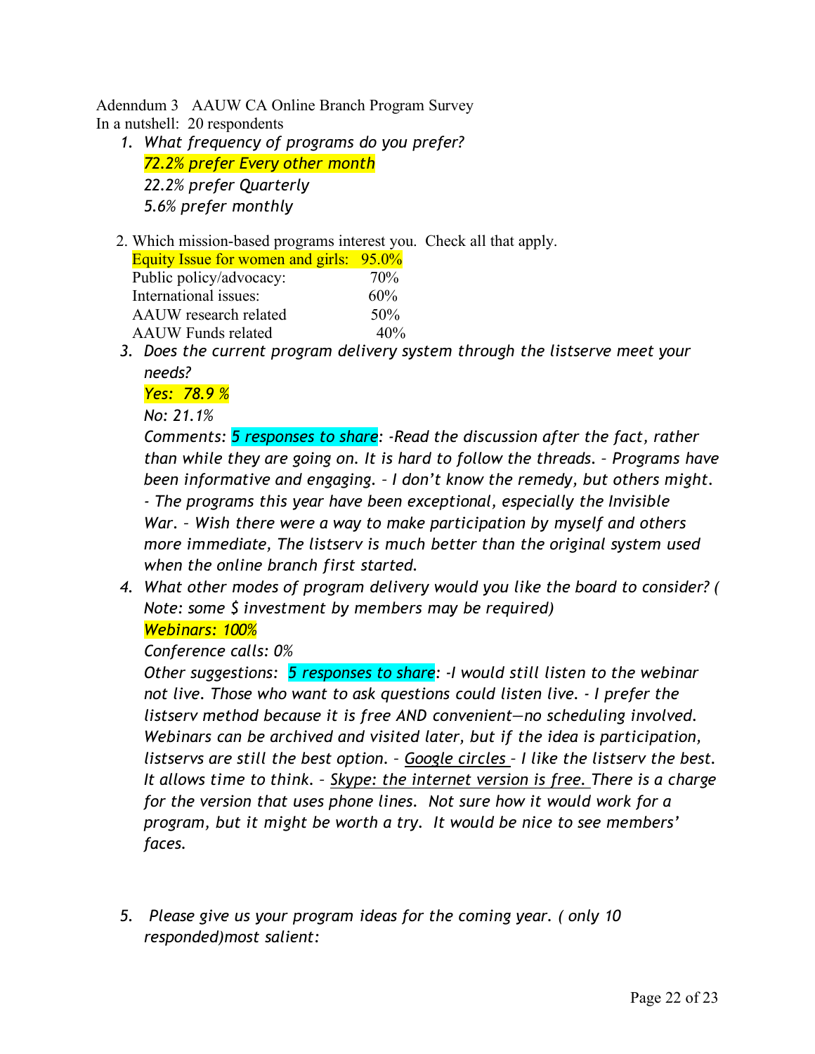Adenndum 3 AAUW CA Online Branch Program Survey
In a nutshell: 20 respondents

1. *What frequency of programs do you prefer?*
   *72.2% prefer Every other month*
   *22.2% prefer Quarterly*
   *5.6% prefer monthly*

2. Which mission-based programs interest you. Check all that apply.

| | |
|---|---|
| Equity Issue for women and girls: | 95.0% |
| Public policy/advocacy: | 70% |
| International issues: | 60% |
| AAUW research related | 50% |
| AAUW Funds related | 40% |

3. *Does the current program delivery system through the listserve meet your needs?*
   *Yes: 78.9 %*
   *No: 21.1%*
   *Comments: 5 responses to share: -Read the discussion after the fact, rather than while they are going on. It is hard to follow the threads. – Programs have been informative and engaging. – I don't know the remedy, but others might. - The programs this year have been exceptional, especially the Invisible War. – Wish there were a way to make participation by myself and others more immediate, The listserv is much better than the original system used when the online branch first started.*

4. *What other modes of program delivery would you like the board to consider? ( Note: some $ investment by members may be required)*
   *Webinars: 100%*
   *Conference calls: 0%*
   *Other suggestions: 5 responses to share: -I would still listen to the webinar not live. Those who want to ask questions could listen live. - I prefer the listserv method because it is free AND convenient—no scheduling involved. Webinars can be archived and visited later, but if the idea is participation, listservs are still the best option. – Google circles – I like the listserv the best. It allows time to think. – Skype: the internet version is free. There is a charge for the version that uses phone lines. Not sure how it would work for a program, but it might be worth a try. It would be nice to see members' faces.*

5. *Please give us your program ideas for the coming year. ( only 10 responded)most salient:*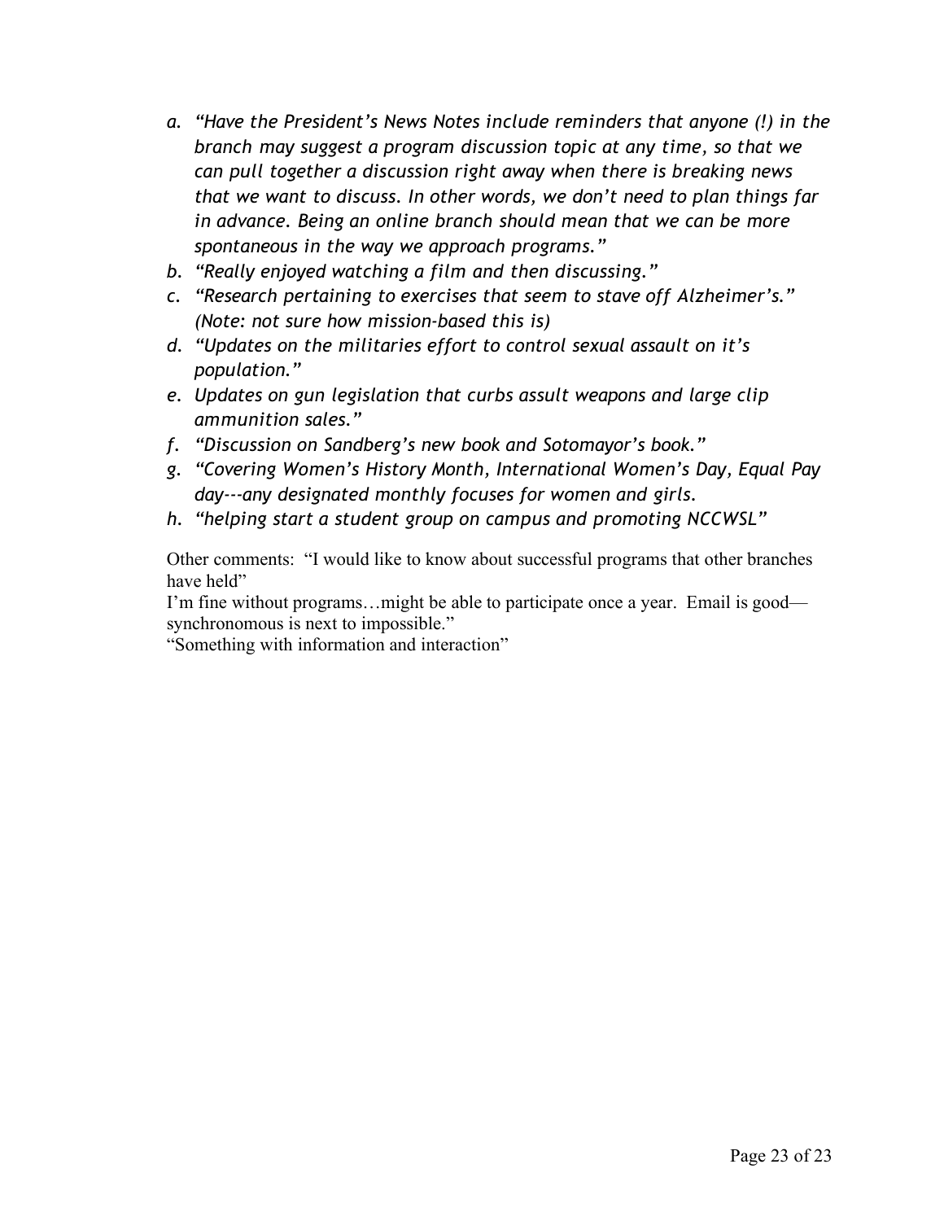a. *"Have the President's News Notes include reminders that anyone (!) in the branch may suggest a program discussion topic at any time, so that we can pull together a discussion right away when there is breaking news that we want to discuss. In other words, we don't need to plan things far in advance. Being an online branch should mean that we can be more spontaneous in the way we approach programs."*
b. *"Really enjoyed watching a film and then discussing."*
c. *"Research pertaining to exercises that seem to stave off Alzheimer's." (Note: not sure how mission-based this is)*
d. *"Updates on the militaries effort to control sexual assault on it's population."*
e. *Updates on gun legislation that curbs assult weapons and large clip ammunition sales."*
f. *"Discussion on Sandberg's new book and Sotomayor's book."*
g. *"Covering Women's History Month, International Women's Day, Equal Pay day---any designated monthly focuses for women and girls.*
h. *"helping start a student group on campus and promoting NCCWSL"*

Other comments: "I would like to know about successful programs that other branches have held"
I'm fine without programs…might be able to participate once a year. Email is good—synchronomous is next to impossible."
"Something with information and interaction"